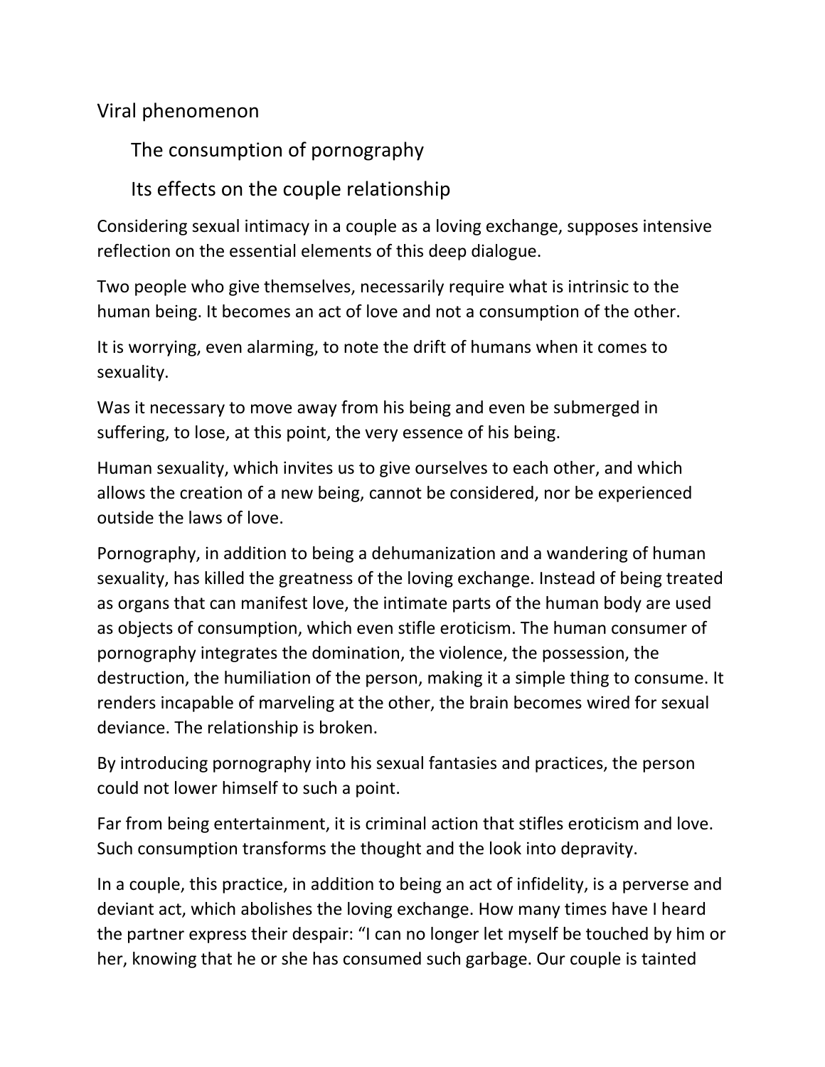# Viral phenomenon

## The consumption of pornography

## Its effects on the couple relationship

Considering sexual intimacy in a couple as a loving exchange, supposes intensive reflection on the essential elements of this deep dialogue.

Two people who give themselves, necessarily require what is intrinsic to the human being. It becomes an act of love and not a consumption of the other.

It is worrying, even alarming, to note the drift of humans when it comes to sexuality.

Was it necessary to move away from his being and even be submerged in suffering, to lose, at this point, the very essence of his being.

Human sexuality, which invites us to give ourselves to each other, and which allows the creation of a new being, cannot be considered, nor be experienced outside the laws of love.

Pornography, in addition to being a dehumanization and a wandering of human sexuality, has killed the greatness of the loving exchange. Instead of being treated as organs that can manifest love, the intimate parts of the human body are used as objects of consumption, which even stifle eroticism. The human consumer of pornography integrates the domination, the violence, the possession, the destruction, the humiliation of the person, making it a simple thing to consume. It renders incapable of marveling at the other, the brain becomes wired for sexual deviance. The relationship is broken.

By introducing pornography into his sexual fantasies and practices, the person could not lower himself to such a point.

Far from being entertainment, it is criminal action that stifles eroticism and love. Such consumption transforms the thought and the look into depravity.

In a couple, this practice, in addition to being an act of infidelity, is a perverse and deviant act, which abolishes the loving exchange. How many times have I heard the partner express their despair: “I can no longer let myself be touched by him or her, knowing that he or she has consumed such garbage. Our couple is tainted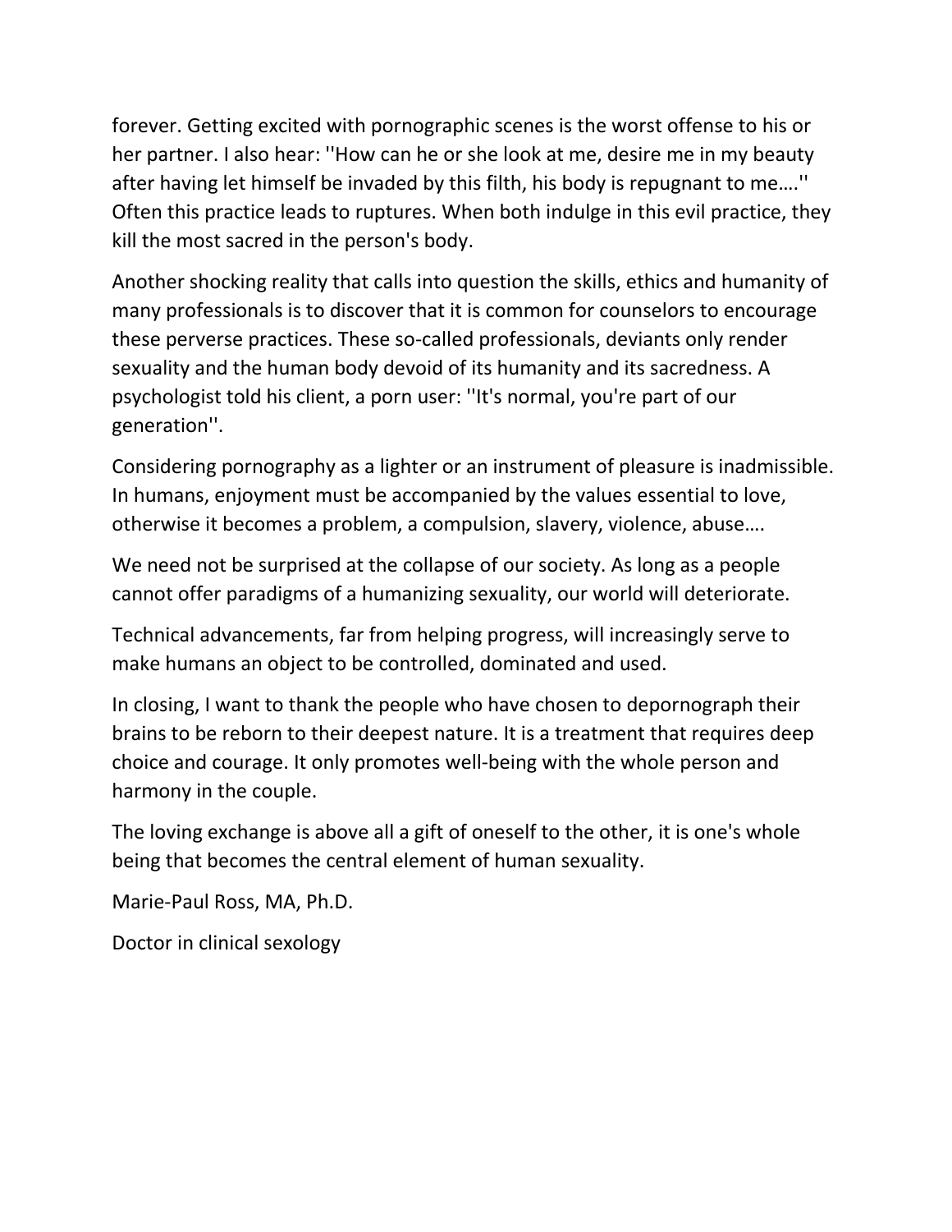forever. Getting excited with pornographic scenes is the worst offense to his or her partner. I also hear: ''How can he or she look at me, desire me in my beauty after having let himself be invaded by this filth, his body is repugnant to me….'' Often this practice leads to ruptures. When both indulge in this evil practice, they kill the most sacred in the person's body.

Another shocking reality that calls into question the skills, ethics and humanity of many professionals is to discover that it is common for counselors to encourage these perverse practices. These so-called professionals, deviants only render sexuality and the human body devoid of its humanity and its sacredness. A psychologist told his client, a porn user: ''It's normal, you're part of our generation''.

Considering pornography as a lighter or an instrument of pleasure is inadmissible. In humans, enjoyment must be accompanied by the values essential to love, otherwise it becomes a problem, a compulsion, slavery, violence, abuse….

We need not be surprised at the collapse of our society. As long as a people cannot offer paradigms of a humanizing sexuality, our world will deteriorate.

Technical advancements, far from helping progress, will increasingly serve to make humans an object to be controlled, dominated and used.

In closing, I want to thank the people who have chosen to depornograph their brains to be reborn to their deepest nature. It is a treatment that requires deep choice and courage. It only promotes well-being with the whole person and harmony in the couple.

The loving exchange is above all a gift of oneself to the other, it is one's whole being that becomes the central element of human sexuality.

Marie-Paul Ross, MA, Ph.D.

Doctor in clinical sexology